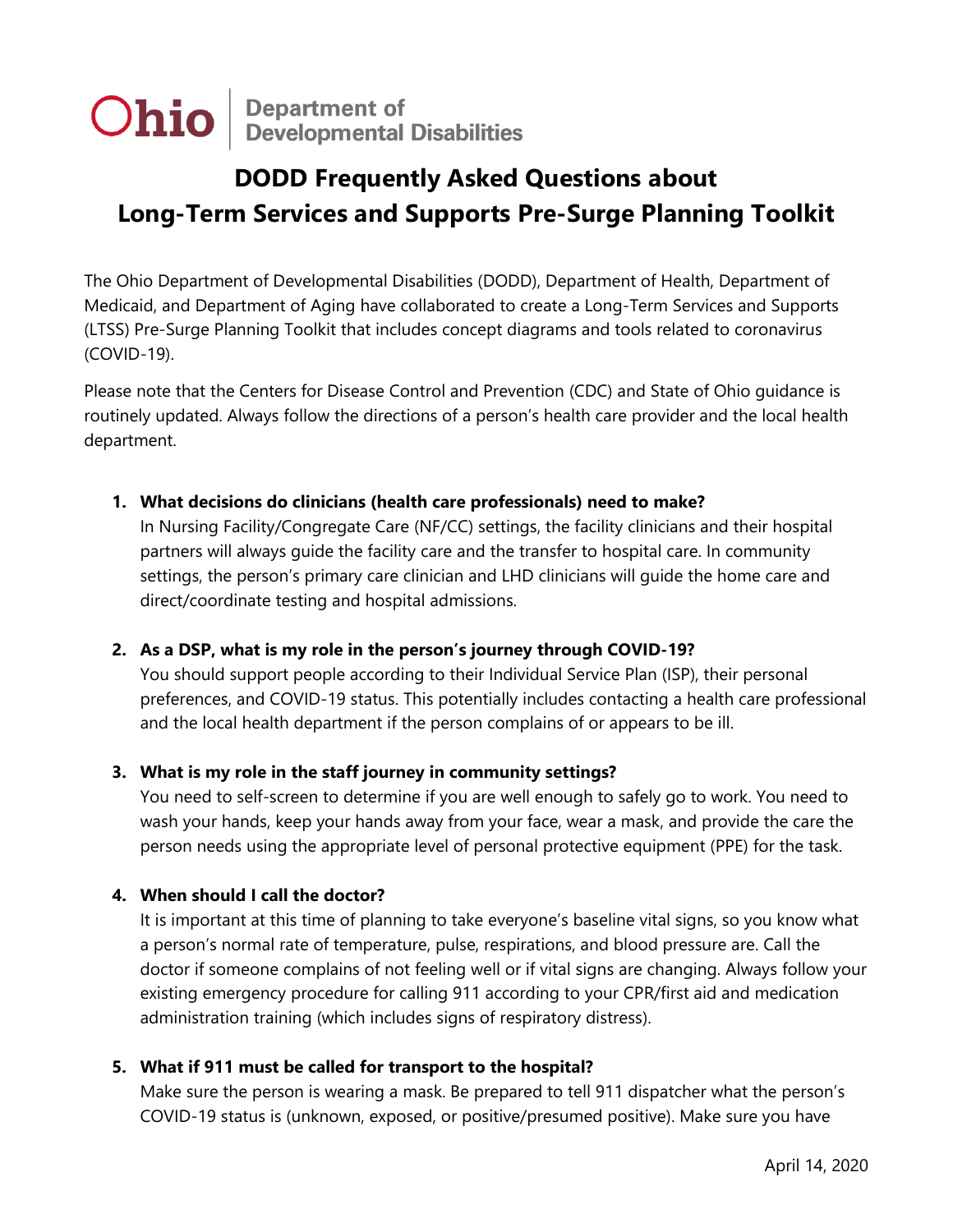Ohio | Department of Developmental Disabilities

# DODD Frequently Asked Questions about Long-Term Services and Supports Pre-Surge Planning Toolkit

The Ohio Department of Developmental Disabilities (DODD), Department of Health, Department of Medicaid, and Department of Aging have collaborated to create a Long-Term Services and Supports (LTSS) Pre-Surge Planning Toolkit that includes concept diagrams and tools related to coronavirus (COVID-19).

Please note that the Centers for Disease Control and Prevention (CDC) and State of Ohio guidance is routinely updated. Always follow the directions of a person's health care provider and the local health department.

1. **What decisions do clinicians (health care professionals) need to make?**
   In Nursing Facility/Congregate Care (NF/CC) settings, the facility clinicians and their hospital partners will always guide the facility care and the transfer to hospital care. In community settings, the person's primary care clinician and LHD clinicians will guide the home care and direct/coordinate testing and hospital admissions.

2. **As a DSP, what is my role in the person's journey through COVID-19?**
   You should support people according to their Individual Service Plan (ISP), their personal preferences, and COVID-19 status. This potentially includes contacting a health care professional and the local health department if the person complains of or appears to be ill.

3. **What is my role in the staff journey in community settings?**
   You need to self-screen to determine if you are well enough to safely go to work. You need to wash your hands, keep your hands away from your face, wear a mask, and provide the care the person needs using the appropriate level of personal protective equipment (PPE) for the task.

4. **When should I call the doctor?**
   It is important at this time of planning to take everyone's baseline vital signs, so you know what a person's normal rate of temperature, pulse, respirations, and blood pressure are. Call the doctor if someone complains of not feeling well or if vital signs are changing. Always follow your existing emergency procedure for calling 911 according to your CPR/first aid and medication administration training (which includes signs of respiratory distress).

5. **What if 911 must be called for transport to the hospital?**
   Make sure the person is wearing a mask. Be prepared to tell 911 dispatcher what the person's COVID-19 status is (unknown, exposed, or positive/presumed positive). Make sure you have

April 14, 2020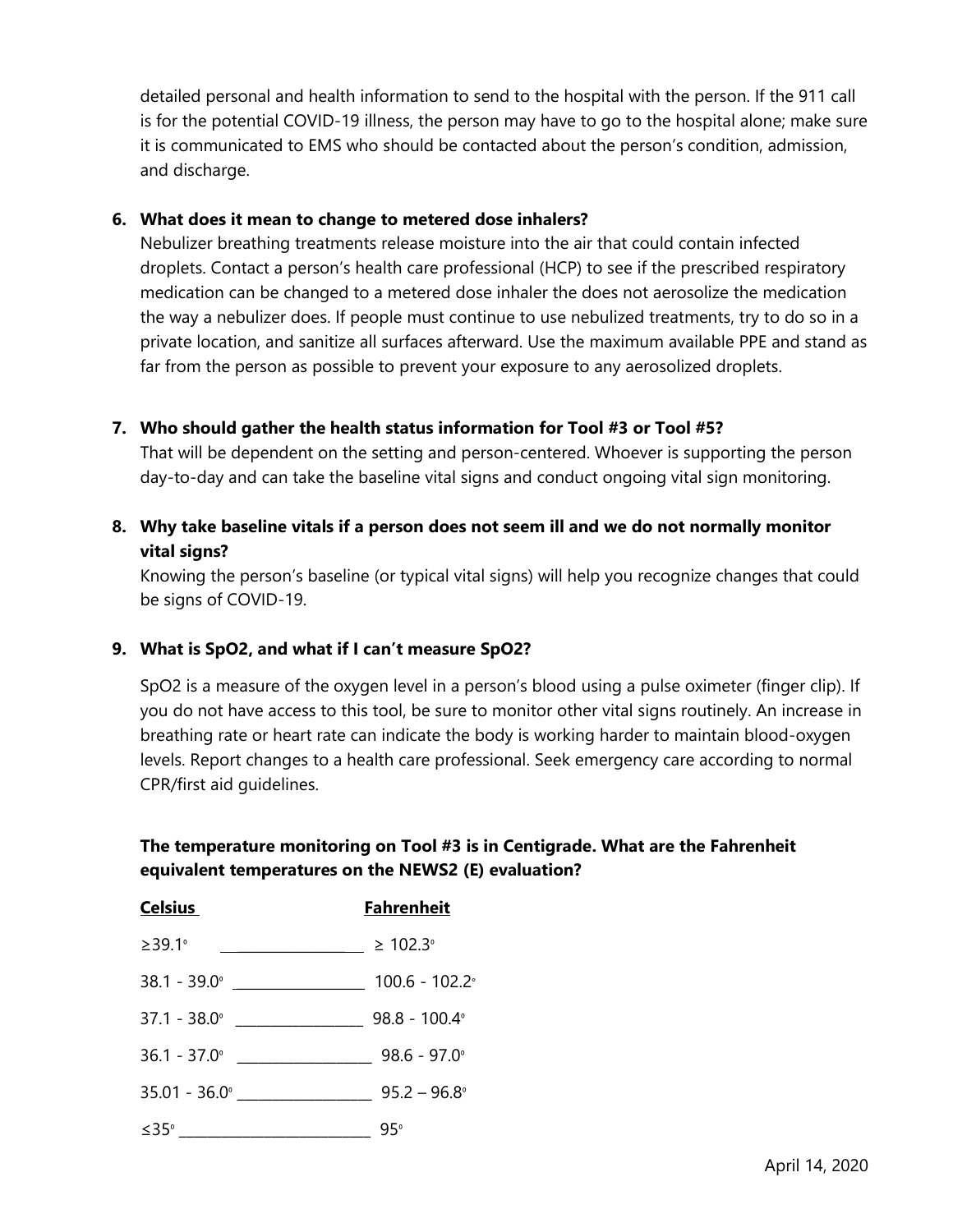detailed personal and health information to send to the hospital with the person. If the 911 call is for the potential COVID-19 illness, the person may have to go to the hospital alone; make sure it is communicated to EMS who should be contacted about the person's condition, admission, and discharge.

6. **What does it mean to change to metered dose inhalers?**

   Nebulizer breathing treatments release moisture into the air that could contain infected droplets. Contact a person's health care professional (HCP) to see if the prescribed respiratory medication can be changed to a metered dose inhaler the does not aerosolize the medication the way a nebulizer does. If people must continue to use nebulized treatments, try to do so in a private location, and sanitize all surfaces afterward. Use the maximum available PPE and stand as far from the person as possible to prevent your exposure to any aerosolized droplets.

7. **Who should gather the health status information for Tool #3 or Tool #5?**

   That will be dependent on the setting and person-centered. Whoever is supporting the person day-to-day and can take the baseline vital signs and conduct ongoing vital sign monitoring.

8. **Why take baseline vitals if a person does not seem ill and we do not normally monitor vital signs?**

   Knowing the person's baseline (or typical vital signs) will help you recognize changes that could be signs of COVID-19.

9. **What is SpO2, and what if I can't measure SpO2?**

   SpO2 is a measure of the oxygen level in a person's blood using a pulse oximeter (finger clip). If you do not have access to this tool, be sure to monitor other vital signs routinely. An increase in breathing rate or heart rate can indicate the body is working harder to maintain blood-oxygen levels. Report changes to a health care professional. Seek emergency care according to normal CPR/first aid guidelines.

**The temperature monitoring on Tool #3 is in Centigrade. What are the Fahrenheit equivalent temperatures on the NEWS2 (E) evaluation?**

| Celsius | Fahrenheit |
|---|---|
| ≥39.1° | ≥ 102.3° |
| 38.1 - 39.0° | 100.6 - 102.2° |
| 37.1 - 38.0° | 98.8 - 100.4° |
| 36.1 - 37.0° | 98.6 - 97.0° |
| 35.01 - 36.0° | 95.2 – 96.8° |
| ≤35° | 95° |

April 14, 2020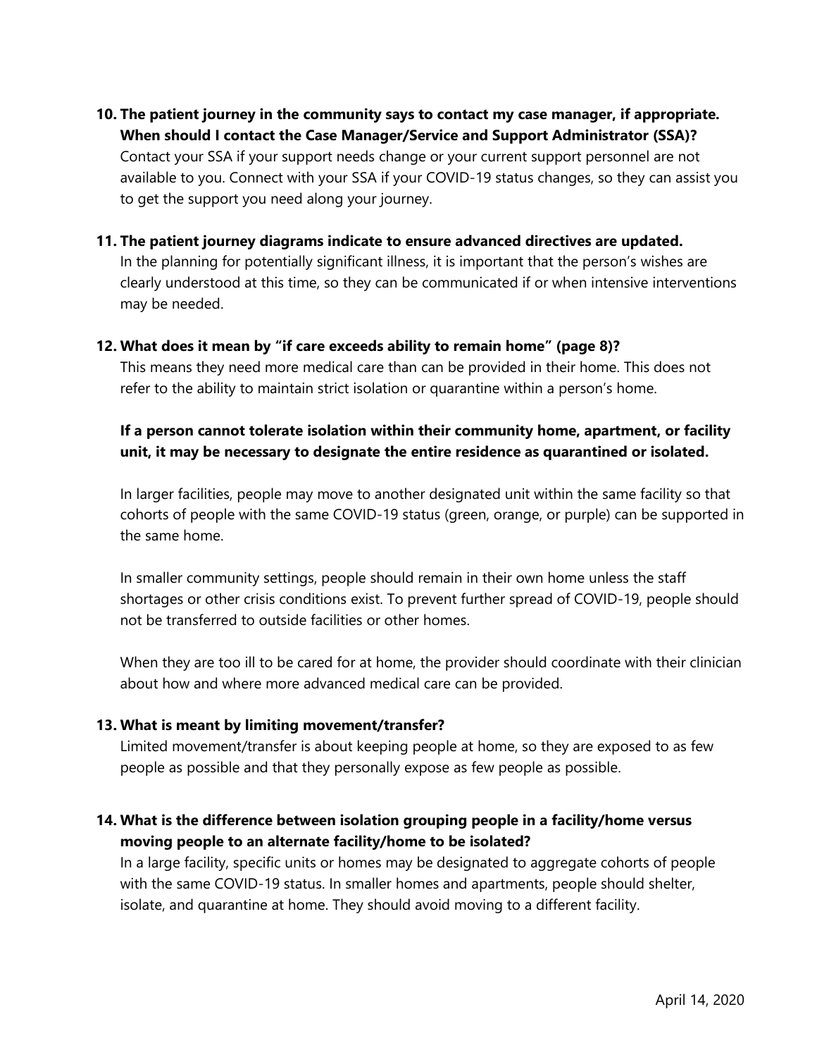**10. The patient journey in the community says to contact my case manager, if appropriate. When should I contact the Case Manager/Service and Support Administrator (SSA)?**

Contact your SSA if your support needs change or your current support personnel are not available to you. Connect with your SSA if your COVID-19 status changes, so they can assist you to get the support you need along your journey.

**11. The patient journey diagrams indicate to ensure advanced directives are updated.**

In the planning for potentially significant illness, it is important that the person's wishes are clearly understood at this time, so they can be communicated if or when intensive interventions may be needed.

**12. What does it mean by "if care exceeds ability to remain home" (page 8)?**

This means they need more medical care than can be provided in their home. This does not refer to the ability to maintain strict isolation or quarantine within a person's home.

**If a person cannot tolerate isolation within their community home, apartment, or facility unit, it may be necessary to designate the entire residence as quarantined or isolated.**

In larger facilities, people may move to another designated unit within the same facility so that cohorts of people with the same COVID-19 status (green, orange, or purple) can be supported in the same home.

In smaller community settings, people should remain in their own home unless the staff shortages or other crisis conditions exist. To prevent further spread of COVID-19, people should not be transferred to outside facilities or other homes.

When they are too ill to be cared for at home, the provider should coordinate with their clinician about how and where more advanced medical care can be provided.

**13. What is meant by limiting movement/transfer?**

Limited movement/transfer is about keeping people at home, so they are exposed to as few people as possible and that they personally expose as few people as possible.

**14. What is the difference between isolation grouping people in a facility/home versus moving people to an alternate facility/home to be isolated?**

In a large facility, specific units or homes may be designated to aggregate cohorts of people with the same COVID-19 status. In smaller homes and apartments, people should shelter, isolate, and quarantine at home. They should avoid moving to a different facility.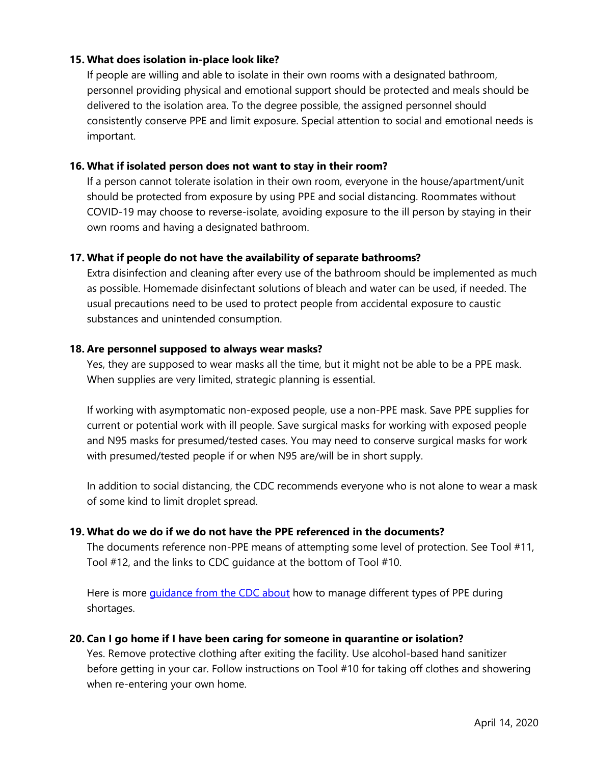**15. What does isolation in-place look like?**

If people are willing and able to isolate in their own rooms with a designated bathroom, personnel providing physical and emotional support should be protected and meals should be delivered to the isolation area. To the degree possible, the assigned personnel should consistently conserve PPE and limit exposure. Special attention to social and emotional needs is important.

**16. What if isolated person does not want to stay in their room?**

If a person cannot tolerate isolation in their own room, everyone in the house/apartment/unit should be protected from exposure by using PPE and social distancing. Roommates without COVID-19 may choose to reverse-isolate, avoiding exposure to the ill person by staying in their own rooms and having a designated bathroom.

**17. What if people do not have the availability of separate bathrooms?**

Extra disinfection and cleaning after every use of the bathroom should be implemented as much as possible. Homemade disinfectant solutions of bleach and water can be used, if needed. The usual precautions need to be used to protect people from accidental exposure to caustic substances and unintended consumption.

**18. Are personnel supposed to always wear masks?**

Yes, they are supposed to wear masks all the time, but it might not be able to be a PPE mask. When supplies are very limited, strategic planning is essential.

If working with asymptomatic non-exposed people, use a non-PPE mask. Save PPE supplies for current or potential work with ill people. Save surgical masks for working with exposed people and N95 masks for presumed/tested cases. You may need to conserve surgical masks for work with presumed/tested people if or when N95 are/will be in short supply.

In addition to social distancing, the CDC recommends everyone who is not alone to wear a mask of some kind to limit droplet spread.

**19. What do we do if we do not have the PPE referenced in the documents?**

The documents reference non-PPE means of attempting some level of protection. See Tool #11, Tool #12, and the links to CDC guidance at the bottom of Tool #10.

Here is more guidance from the CDC about how to manage different types of PPE during shortages.

**20. Can I go home if I have been caring for someone in quarantine or isolation?**

Yes. Remove protective clothing after exiting the facility. Use alcohol-based hand sanitizer before getting in your car. Follow instructions on Tool #10 for taking off clothes and showering when re-entering your own home.

April 14, 2020